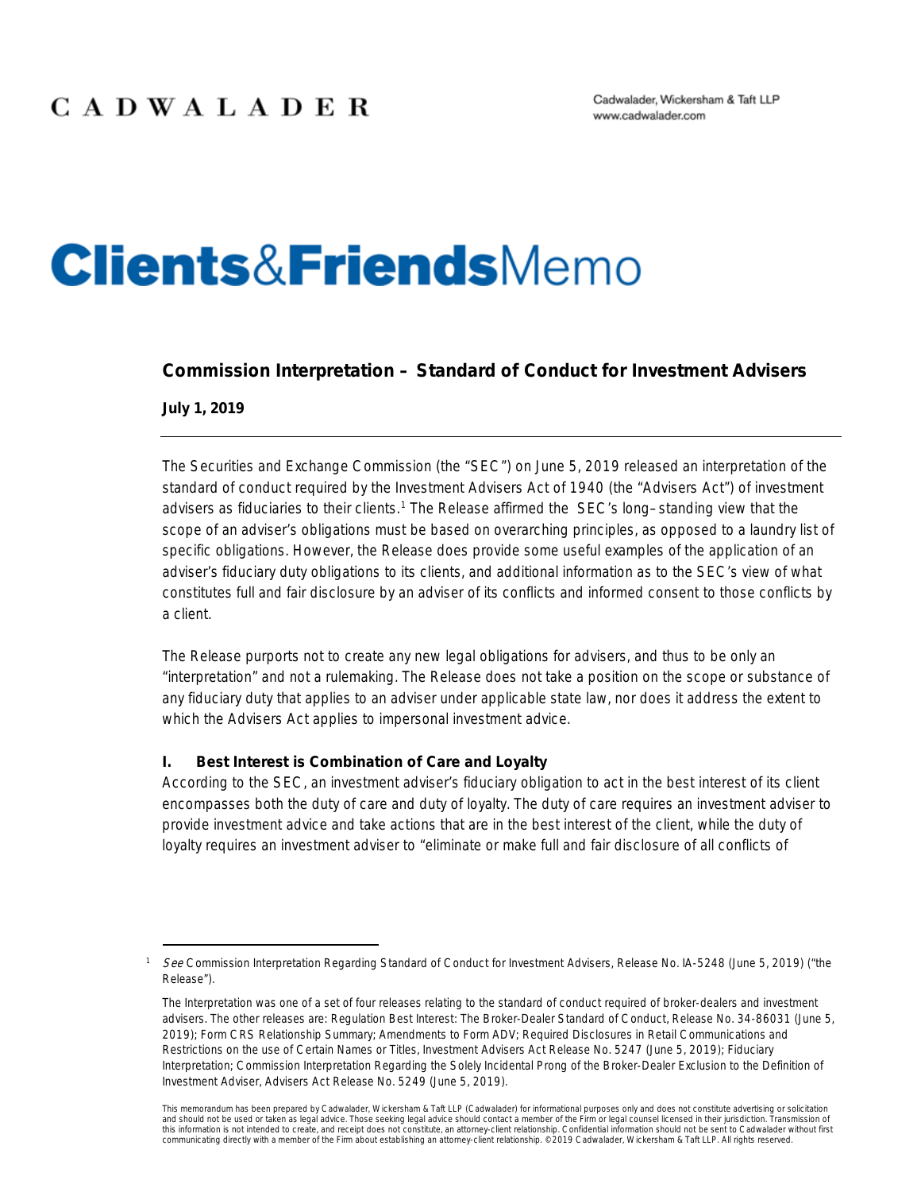CADWALADER

Cadwalader, Wickersham & Taft LLP
www.cadwalader.com

# Clients&FriendsMemo

## Commission Interpretation – Standard of Conduct for Investment Advisers

**July 1, 2019**

The Securities and Exchange Commission (the "SEC") on June 5, 2019 released an interpretation of the standard of conduct required by the Investment Advisers Act of 1940 (the "Advisers Act") of investment advisers as fiduciaries to their clients.[1] The Release affirmed the SEC's long–standing view that the scope of an adviser's obligations must be based on overarching principles, as opposed to a laundry list of specific obligations. However, the Release does provide some useful examples of the application of an adviser's fiduciary duty obligations to its clients, and additional information as to the SEC's view of what constitutes full and fair disclosure by an adviser of its conflicts and informed consent to those conflicts by a client.

The Release purports not to create any new legal obligations for advisers, and thus to be only an "interpretation" and not a rulemaking. The Release does not take a position on the scope or substance of any fiduciary duty that applies to an adviser under applicable state law, nor does it address the extent to which the Advisers Act applies to impersonal investment advice.

### I. Best Interest is Combination of Care and Loyalty

According to the SEC, an investment adviser's fiduciary obligation to act in the best interest of its client encompasses both the duty of care and duty of loyalty. The duty of care requires an investment adviser to provide investment advice and take actions that are in the best interest of the client, while the duty of loyalty requires an investment adviser to "eliminate or make full and fair disclosure of all conflicts of

---

[1] *See* Commission Interpretation Regarding Standard of Conduct for Investment Advisers, Release No. IA-5248 (June 5, 2019) ("the Release").

The Interpretation was one of a set of four releases relating to the standard of conduct required of broker-dealers and investment advisers. The other releases are: Regulation Best Interest: The Broker-Dealer Standard of Conduct, Release No. 34-86031 (June 5, 2019); Form CRS Relationship Summary; Amendments to Form ADV; Required Disclosures in Retail Communications and Restrictions on the use of Certain Names or Titles, Investment Advisers Act Release No. 5247 (June 5, 2019); Fiduciary Interpretation; Commission Interpretation Regarding the Solely Incidental Prong of the Broker-Dealer Exclusion to the Definition of Investment Adviser, Advisers Act Release No. 5249 (June 5, 2019).

This memorandum has been prepared by Cadwalader, Wickersham & Taft LLP (Cadwalader) for informational purposes only and does not constitute advertising or solicitation and should not be used or taken as legal advice. Those seeking legal advice should contact a member of the Firm or legal counsel licensed in their jurisdiction. Transmission of this information is not intended to create, and receipt does not constitute, an attorney-client relationship. Confidential information should not be sent to Cadwalader without first communicating directly with a member of the Firm about establishing an attorney-client relationship. ©2019 Cadwalader, Wickersham & Taft LLP. All rights reserved.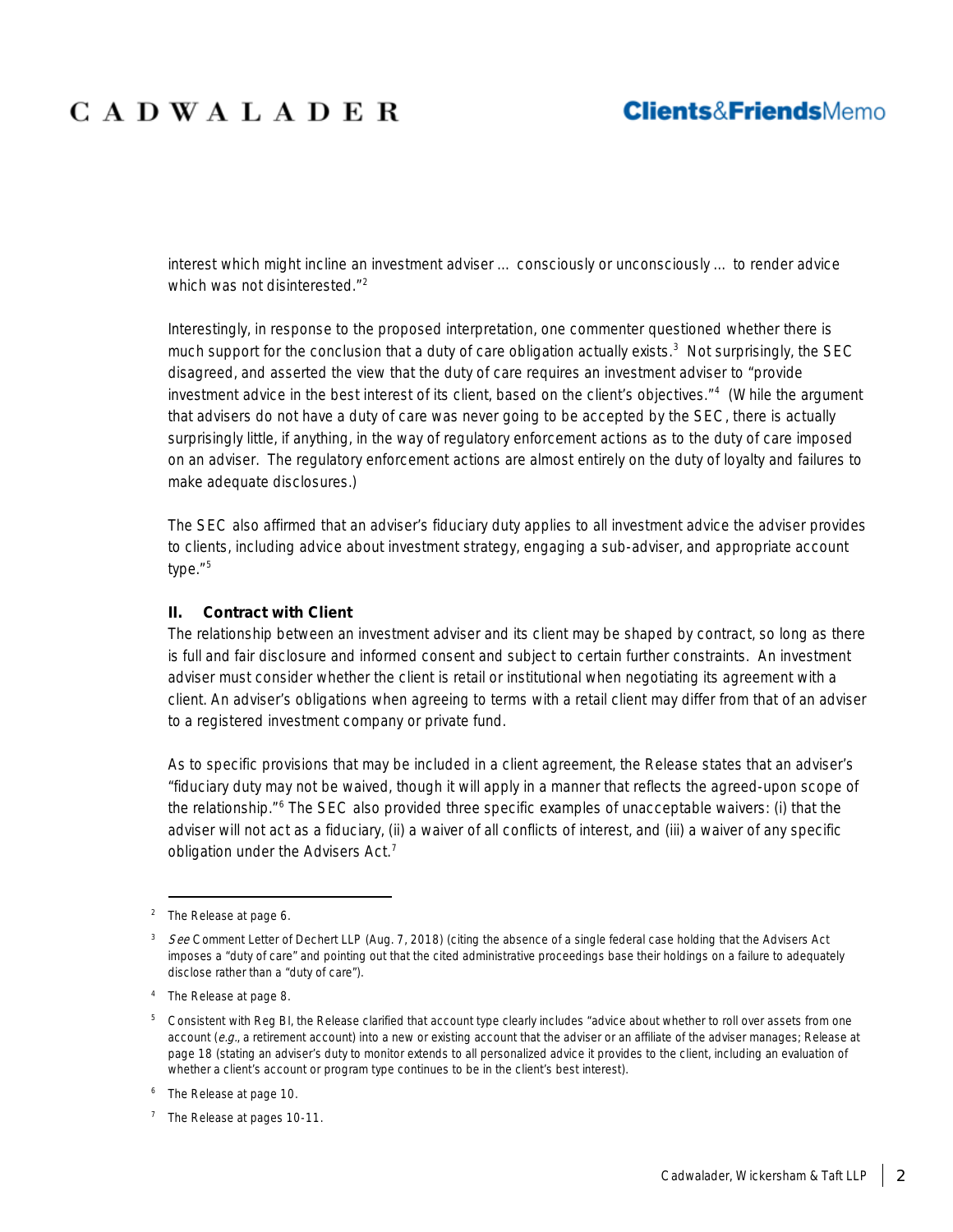interest which might incline an investment adviser … consciously or unconsciously … to render advice which was not disinterested."[2]

Interestingly, in response to the proposed interpretation, one commenter questioned whether there is much support for the conclusion that a duty of care obligation actually exists.[3] Not surprisingly, the SEC disagreed, and asserted the view that the duty of care requires an investment adviser to "provide investment advice in the best interest of its client, based on the client's objectives."[4] (While the argument that advisers do not have a duty of care was never going to be accepted by the SEC, there is actually surprisingly little, if anything, in the way of regulatory enforcement actions as to the duty of care imposed on an adviser. The regulatory enforcement actions are almost entirely on the duty of loyalty and failures to make adequate disclosures.)

The SEC also affirmed that an adviser's fiduciary duty applies to all investment advice the adviser provides to clients, including advice about investment strategy, engaging a sub-adviser, and appropriate account type."[5]

### II. Contract with Client

The relationship between an investment adviser and its client may be shaped by contract, so long as there is full and fair disclosure and informed consent and subject to certain further constraints. An investment adviser must consider whether the client is retail or institutional when negotiating its agreement with a client. An adviser's obligations when agreeing to terms with a retail client may differ from that of an adviser to a registered investment company or private fund.

As to specific provisions that may be included in a client agreement, the Release states that an adviser's "fiduciary duty may not be waived, though it will apply in a manner that reflects the agreed-upon scope of the relationship."[6] The SEC also provided three specific examples of unacceptable waivers: (i) that the adviser will not act as a fiduciary, (ii) a waiver of all conflicts of interest, and (iii) a waiver of any specific obligation under the Advisers Act.[7]

---

[2] The Release at page 6.

[3] *See* Comment Letter of Dechert LLP (Aug. 7, 2018) (citing the absence of a single federal case holding that the Advisers Act imposes a "duty of care" and pointing out that the cited administrative proceedings base their holdings on a failure to adequately disclose rather than a "duty of care").

[4] The Release at page 8.

[5] Consistent with Reg BI, the Release clarified that account type clearly includes "advice about whether to roll over assets from one account (*e.g.*, a retirement account) into a new or existing account that the adviser or an affiliate of the adviser manages; Release at page 18 (stating an adviser's duty to monitor extends to all personalized advice it provides to the client, including an evaluation of whether a client's account or program type continues to be in the client's best interest).

[6] The Release at page 10.

[7] The Release at pages 10-11.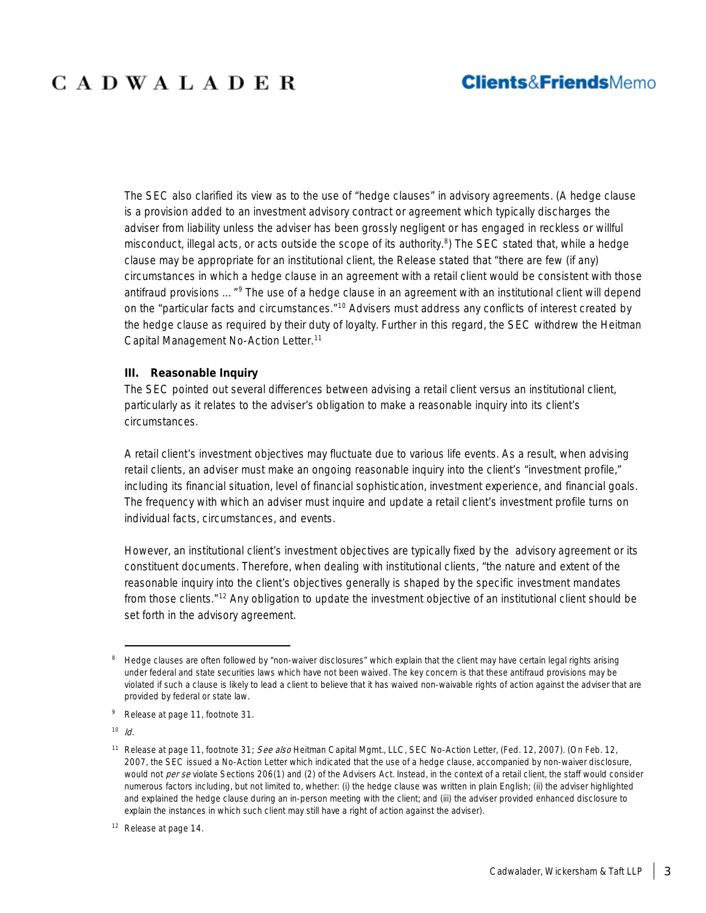The SEC also clarified its view as to the use of "hedge clauses" in advisory agreements. (A hedge clause is a provision added to an investment advisory contract or agreement which typically discharges the adviser from liability unless the adviser has been grossly negligent or has engaged in reckless or willful misconduct, illegal acts, or acts outside the scope of its authority.[8]) The SEC stated that, while a hedge clause may be appropriate for an institutional client, the Release stated that "there are few (if any) circumstances in which a hedge clause in an agreement with a retail client would be consistent with those antifraud provisions ... "[9] The use of a hedge clause in an agreement with an institutional client will depend on the "particular facts and circumstances."[10] Advisers must address any conflicts of interest created by the hedge clause as required by their duty of loyalty. Further in this regard, the SEC withdrew the Heitman Capital Management No-Action Letter.[11]

### III. Reasonable Inquiry

The SEC pointed out several differences between advising a retail client versus an institutional client, particularly as it relates to the adviser's obligation to make a reasonable inquiry into its client's circumstances.

A retail client's investment objectives may fluctuate due to various life events. As a result, when advising retail clients, an adviser must make an ongoing reasonable inquiry into the client's "investment profile," including its financial situation, level of financial sophistication, investment experience, and financial goals. The frequency with which an adviser must inquire and update a retail client's investment profile turns on individual facts, circumstances, and events.

However, an institutional client's investment objectives are typically fixed by the advisory agreement or its constituent documents. Therefore, when dealing with institutional clients, "the nature and extent of the reasonable inquiry into the client's objectives generally is shaped by the specific investment mandates from those clients."[12] Any obligation to update the investment objective of an institutional client should be set forth in the advisory agreement.

---

[8] Hedge clauses are often followed by "non-waiver disclosures" which explain that the client may have certain legal rights arising under federal and state securities laws which have not been waived. The key concern is that these antifraud provisions may be violated if such a clause is likely to lead a client to believe that it has waived non-waivable rights of action against the adviser that are provided by federal or state law.

[9] Release at page 11, footnote 31.

[10] *Id.*

[11] Release at page 11, footnote 31; *See also* Heitman Capital Mgmt., LLC, SEC No-Action Letter, (Fed. 12, 2007). (On Feb. 12, 2007, the SEC issued a No-Action Letter which indicated that the use of a hedge clause, accompanied by non-waiver disclosure, would not *per se* violate Sections 206(1) and (2) of the Advisers Act. Instead, in the context of a retail client, the staff would consider numerous factors including, but not limited to, whether: (i) the hedge clause was written in plain English; (ii) the adviser highlighted and explained the hedge clause during an in-person meeting with the client; and (iii) the adviser provided enhanced disclosure to explain the instances in which such client may still have a right of action against the adviser).

[12] Release at page 14.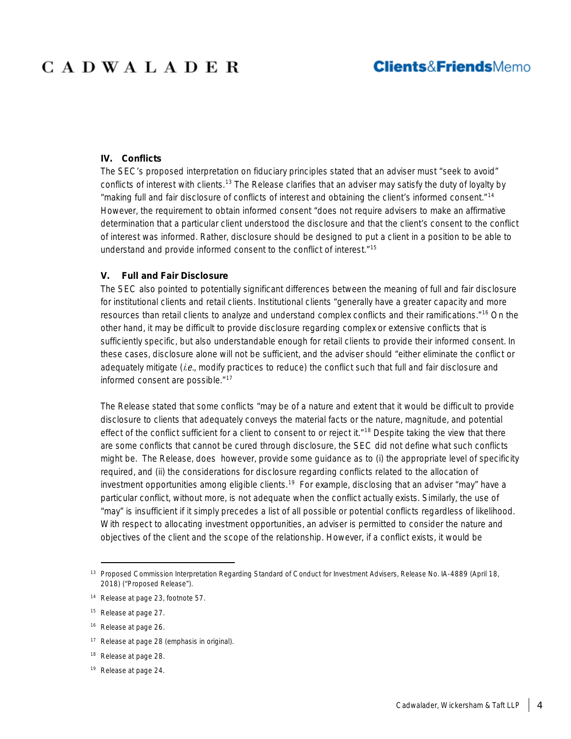### IV. Conflicts

The SEC's proposed interpretation on fiduciary principles stated that an adviser must "seek to avoid" conflicts of interest with clients.[13] The Release clarifies that an adviser may satisfy the duty of loyalty by "making full and fair disclosure of conflicts of interest and obtaining the client's informed consent."[14] However, the requirement to obtain informed consent "does not require advisers to make an affirmative determination that a particular client understood the disclosure and that the client's consent to the conflict of interest was informed. Rather, disclosure should be designed to put a client in a position to be able to understand and provide informed consent to the conflict of interest."[15]

### V. Full and Fair Disclosure

The SEC also pointed to potentially significant differences between the meaning of full and fair disclosure for institutional clients and retail clients. Institutional clients "generally have a greater capacity and more resources than retail clients to analyze and understand complex conflicts and their ramifications."[16] On the other hand, it may be difficult to provide disclosure regarding complex or extensive conflicts that is sufficiently specific, but also understandable enough for retail clients to provide their informed consent. In these cases, disclosure alone will not be sufficient, and the adviser should "either eliminate the conflict or adequately mitigate (*i.e.*, modify practices to reduce) the conflict such that full and fair disclosure and informed consent are possible."[17]

The Release stated that some conflicts "may be of a nature and extent that it would be difficult to provide disclosure to clients that adequately conveys the material facts or the nature, magnitude, and potential effect of the conflict sufficient for a client to consent to or reject it."[18] Despite taking the view that there are some conflicts that cannot be cured through disclosure, the SEC did not define what such conflicts might be. The Release, does however, provide some guidance as to (i) the appropriate level of specificity required, and (ii) the considerations for disclosure regarding conflicts related to the allocation of investment opportunities among eligible clients.[19] For example, disclosing that an adviser "may" have a particular conflict, without more, is not adequate when the conflict actually exists. Similarly, the use of "may" is insufficient if it simply precedes a list of all possible or potential conflicts regardless of likelihood. With respect to allocating investment opportunities, an adviser is permitted to consider the nature and objectives of the client and the scope of the relationship. However, if a conflict exists, it would be

---

[13] Proposed Commission Interpretation Regarding Standard of Conduct for Investment Advisers, Release No. IA-4889 (April 18, 2018) ("Proposed Release").

[14] Release at page 23, footnote 57.

[15] Release at page 27.

[16] Release at page 26.

[17] Release at page 28 (emphasis in original).

[18] Release at page 28.

[19] Release at page 24.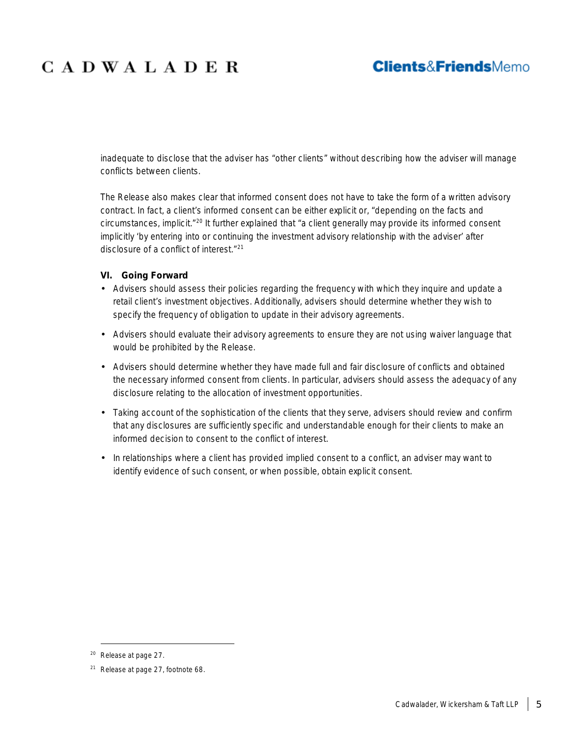inadequate to disclose that the adviser has "other clients" without describing how the adviser will manage conflicts between clients.

The Release also makes clear that informed consent does not have to take the form of a written advisory contract. In fact, a client's informed consent can be either explicit or, "depending on the facts and circumstances, implicit."[20] It further explained that "a client generally may provide its informed consent implicitly 'by entering into or continuing the investment advisory relationship with the adviser' after disclosure of a conflict of interest."[21]

**VI. Going Forward**

- Advisers should assess their policies regarding the frequency with which they inquire and update a retail client's investment objectives. Additionally, advisers should determine whether they wish to specify the frequency of obligation to update in their advisory agreements.
- Advisers should evaluate their advisory agreements to ensure they are not using waiver language that would be prohibited by the Release.
- Advisers should determine whether they have made full and fair disclosure of conflicts and obtained the necessary informed consent from clients. In particular, advisers should assess the adequacy of any disclosure relating to the allocation of investment opportunities.
- Taking account of the sophistication of the clients that they serve, advisers should review and confirm that any disclosures are sufficiently specific and understandable enough for their clients to make an informed decision to consent to the conflict of interest.
- In relationships where a client has provided implied consent to a conflict, an adviser may want to identify evidence of such consent, or when possible, obtain explicit consent.

---

[20] Release at page 27.

[21] Release at page 27, footnote 68.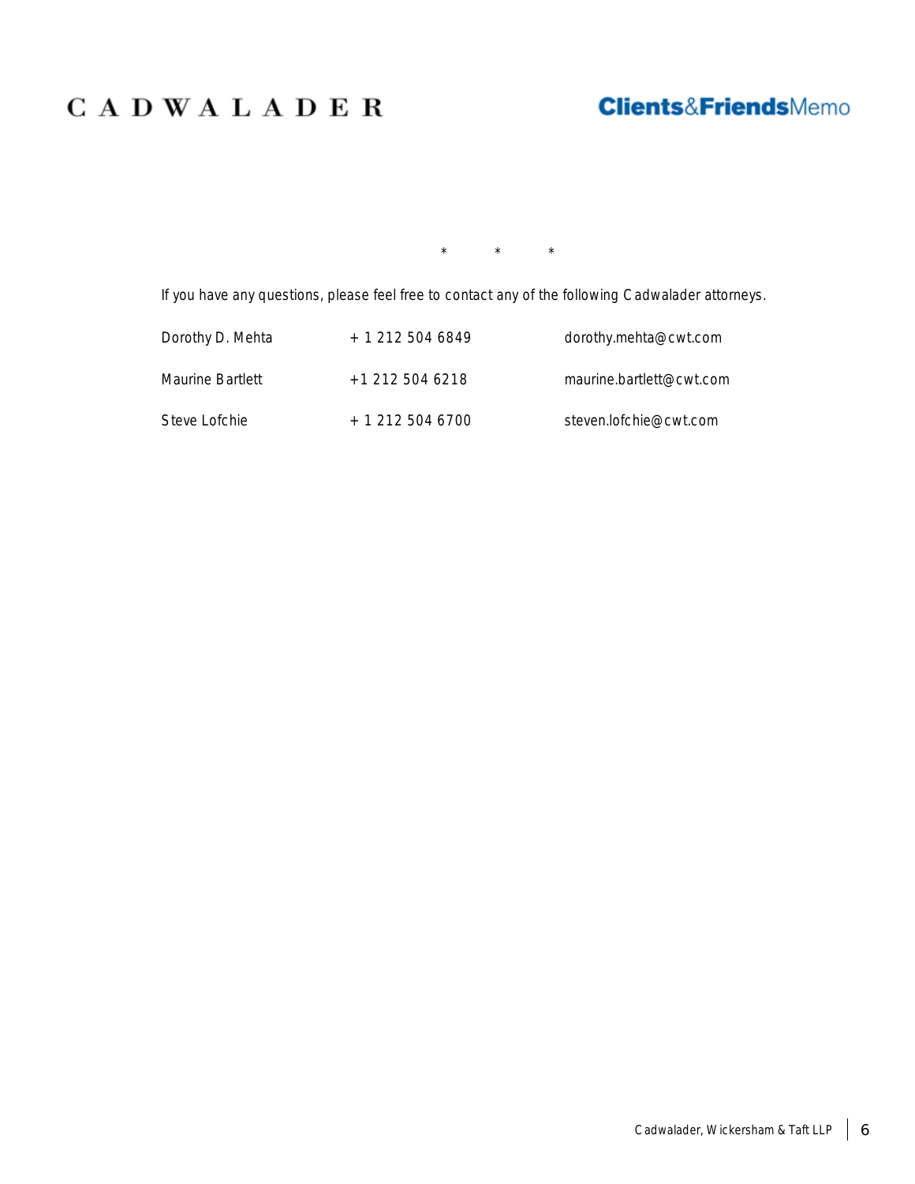\*          \*          \*

If you have any questions, please feel free to contact any of the following Cadwalader attorneys.

| | | |
|---|---|---|
| Dorothy D. Mehta | + 1 212 504 6849 | dorothy.mehta@cwt.com |
| Maurine Bartlett | +1 212 504 6218 | maurine.bartlett@cwt.com |
| Steve Lofchie | + 1 212 504 6700 | steven.lofchie@cwt.com |